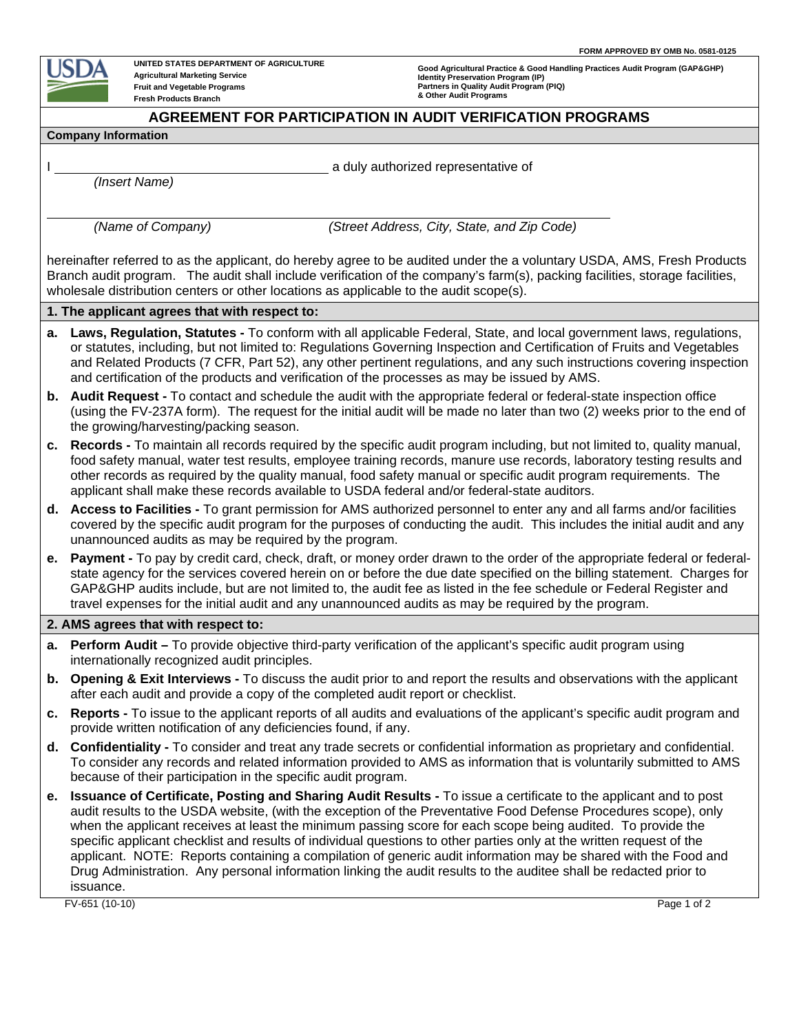FORM APPROVED BY OMB No. 0581-0125

UNITED STATES DEPARTMENT OF AGRICULTURE
Agricultural Marketing Service
Fruit and Vegetable Programs
Fresh Products Branch

Good Agricultural Practice & Good Handling Practices Audit Program (GAP&GHP)
Identity Preservation Program (IP)
Partners in Quality Audit Program (PIQ)
& Other Audit Programs

# AGREEMENT FOR PARTICIPATION IN AUDIT VERIFICATION PROGRAMS

## Company Information

I ________________________________ a duly authorized representative of
*(Insert Name)*

________________________________________________________________
*(Name of Company)* *(Street Address, City, State, and Zip Code)*

hereinafter referred to as the applicant, do hereby agree to be audited under the a voluntary USDA, AMS, Fresh Products Branch audit program. The audit shall include verification of the company's farm(s), packing facilities, storage facilities, wholesale distribution centers or other locations as applicable to the audit scope(s).

## 1. The applicant agrees that with respect to:

- **a. Laws, Regulation, Statutes -** To conform with all applicable Federal, State, and local government laws, regulations, or statutes, including, but not limited to: Regulations Governing Inspection and Certification of Fruits and Vegetables and Related Products (7 CFR, Part 52), any other pertinent regulations, and any such instructions covering inspection and certification of the products and verification of the processes as may be issued by AMS.
- **b. Audit Request -** To contact and schedule the audit with the appropriate federal or federal-state inspection office (using the FV-237A form). The request for the initial audit will be made no later than two (2) weeks prior to the end of the growing/harvesting/packing season.
- **c. Records -** To maintain all records required by the specific audit program including, but not limited to, quality manual, food safety manual, water test results, employee training records, manure use records, laboratory testing results and other records as required by the quality manual, food safety manual or specific audit program requirements. The applicant shall make these records available to USDA federal and/or federal-state auditors.
- **d. Access to Facilities -** To grant permission for AMS authorized personnel to enter any and all farms and/or facilities covered by the specific audit program for the purposes of conducting the audit. This includes the initial audit and any unannounced audits as may be required by the program.
- **e. Payment -** To pay by credit card, check, draft, or money order drawn to the order of the appropriate federal or federal-state agency for the services covered herein on or before the due date specified on the billing statement. Charges for GAP&GHP audits include, but are not limited to, the audit fee as listed in the fee schedule or Federal Register and travel expenses for the initial audit and any unannounced audits as may be required by the program.

## 2. AMS agrees that with respect to:

- **a. Perform Audit –** To provide objective third-party verification of the applicant's specific audit program using internationally recognized audit principles.
- **b. Opening & Exit Interviews -** To discuss the audit prior to and report the results and observations with the applicant after each audit and provide a copy of the completed audit report or checklist.
- **c. Reports -** To issue to the applicant reports of all audits and evaluations of the applicant's specific audit program and provide written notification of any deficiencies found, if any.
- **d. Confidentiality -** To consider and treat any trade secrets or confidential information as proprietary and confidential. To consider any records and related information provided to AMS as information that is voluntarily submitted to AMS because of their participation in the specific audit program.
- **e. Issuance of Certificate, Posting and Sharing Audit Results -** To issue a certificate to the applicant and to post audit results to the USDA website, (with the exception of the Preventative Food Defense Procedures scope), only when the applicant receives at least the minimum passing score for each scope being audited. To provide the specific applicant checklist and results of individual questions to other parties only at the written request of the applicant. NOTE: Reports containing a compilation of generic audit information may be shared with the Food and Drug Administration. Any personal information linking the audit results to the auditee shall be redacted prior to issuance.

FV-651 (10-10)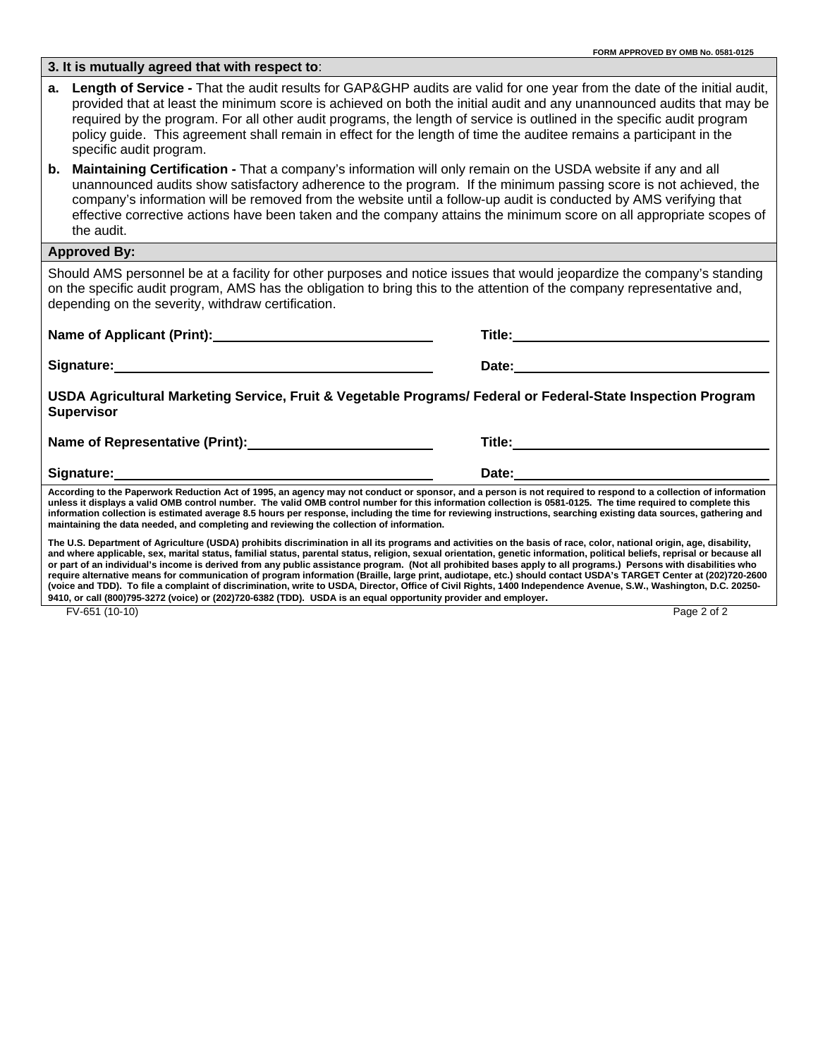FORM APPROVED BY OMB No. 0581-0125

**3. It is mutually agreed that with respect to**:

**a. Length of Service -** That the audit results for GAP&GHP audits are valid for one year from the date of the initial audit, provided that at least the minimum score is achieved on both the initial audit and any unannounced audits that may be required by the program. For all other audit programs, the length of service is outlined in the specific audit program policy guide. This agreement shall remain in effect for the length of time the auditee remains a participant in the specific audit program.

**b. Maintaining Certification -** That a company's information will only remain on the USDA website if any and all unannounced audits show satisfactory adherence to the program. If the minimum passing score is not achieved, the company's information will be removed from the website until a follow-up audit is conducted by AMS verifying that effective corrective actions have been taken and the company attains the minimum score on all appropriate scopes of the audit.

**Approved By:**

Should AMS personnel be at a facility for other purposes and notice issues that would jeopardize the company's standing on the specific audit program, AMS has the obligation to bring this to the attention of the company representative and, depending on the severity, withdraw certification.

**Name of Applicant (Print):** ____________________ **Title:** ____________________

**Signature:** ____________________ **Date:** ____________________

**USDA Agricultural Marketing Service, Fruit & Vegetable Programs/ Federal or Federal-State Inspection Program Supervisor**

**Name of Representative (Print):** ____________________ **Title:** ____________________

**Signature:** ____________________ **Date:** ____________________

**According to the Paperwork Reduction Act of 1995, an agency may not conduct or sponsor, and a person is not required to respond to a collection of information unless it displays a valid OMB control number. The valid OMB control number for this information collection is 0581-0125. The time required to complete this information collection is estimated average 8.5 hours per response, including the time for reviewing instructions, searching existing data sources, gathering and maintaining the data needed, and completing and reviewing the collection of information.**

**The U.S. Department of Agriculture (USDA) prohibits discrimination in all its programs and activities on the basis of race, color, national origin, age, disability, and where applicable, sex, marital status, familial status, parental status, religion, sexual orientation, genetic information, political beliefs, reprisal or because all or part of an individual's income is derived from any public assistance program. (Not all prohibited bases apply to all programs.) Persons with disabilities who require alternative means for communication of program information (Braille, large print, audiotape, etc.) should contact USDA's TARGET Center at (202)720-2600 (voice and TDD). To file a complaint of discrimination, write to USDA, Director, Office of Civil Rights, 1400 Independence Avenue, S.W., Washington, D.C. 20250-9410, or call (800)795-3272 (voice) or (202)720-6382 (TDD). USDA is an equal opportunity provider and employer.**

FV-651 (10-10)